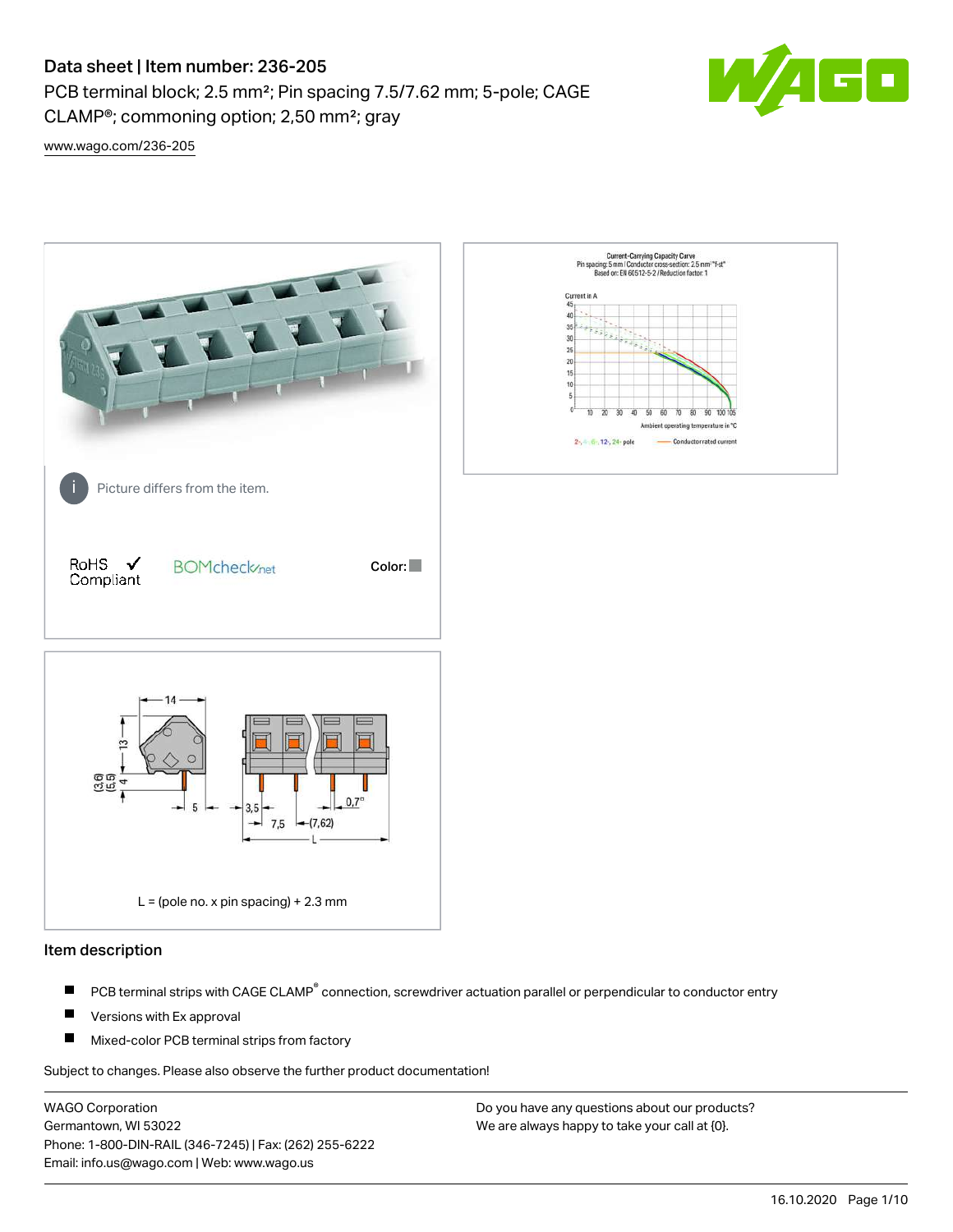# Data sheet | Item number: 236-205

PCB terminal block; 2.5 mm²; Pin spacing 7.5/7.62 mm; 5-pole; CAGE CLAMP®; commoning option; 2,50 mm²; gray

www.wago.com/236-205

Picture differs from the item.

RoHS ✓ Compliant

BOMcheck.net

Color:

L = (pole no. x pin spacing) + 2.3 mm

## Item description

- PCB terminal strips with CAGE CLAMP® connection, screwdriver actuation parallel or perpendicular to conductor entry
- Versions with Ex approval
- Mixed-color PCB terminal strips from factory

Subject to changes. Please also observe the further product documentation!

WAGO Corporation
Germantown, WI 53022
Phone: 1-800-DIN-RAIL (346-7245) | Fax: (262) 255-6222
Email: info.us@wago.com | Web: www.wago.us

Do you have any questions about our products?
We are always happy to take your call at {0}.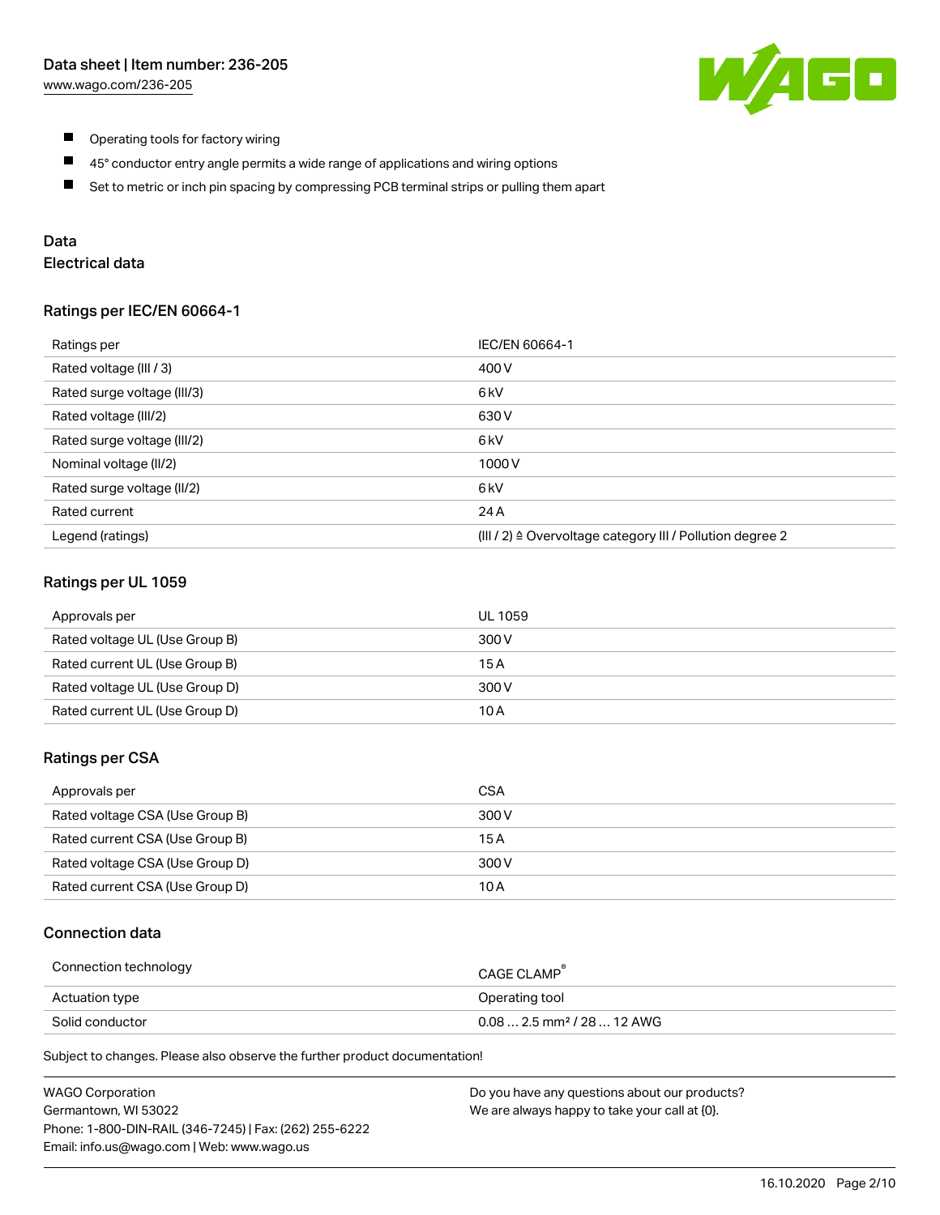- Operating tools for factory wiring
- 45° conductor entry angle permits a wide range of applications and wiring options
- Set to metric or inch pin spacing by compressing PCB terminal strips or pulling them apart

## Data

### Electrical data

#### Ratings per IEC/EN 60664-1

| Ratings per | IEC/EN 60664-1 |
| --- | --- |
| Rated voltage (III / 3) | 400 V |
| Rated surge voltage (III/3) | 6 kV |
| Rated voltage (III/2) | 630 V |
| Rated surge voltage (III/2) | 6 kV |
| Nominal voltage (II/2) | 1000 V |
| Rated surge voltage (II/2) | 6 kV |
| Rated current | 24 A |
| Legend (ratings) | (III / 2) ≙ Overvoltage category III / Pollution degree 2 |

#### Ratings per UL 1059

| Approvals per | UL 1059 |
| --- | --- |
| Rated voltage UL (Use Group B) | 300 V |
| Rated current UL (Use Group B) | 15 A |
| Rated voltage UL (Use Group D) | 300 V |
| Rated current UL (Use Group D) | 10 A |

#### Ratings per CSA

| Approvals per | CSA |
| --- | --- |
| Rated voltage CSA (Use Group B) | 300 V |
| Rated current CSA (Use Group B) | 15 A |
| Rated voltage CSA (Use Group D) | 300 V |
| Rated current CSA (Use Group D) | 10 A |

### Connection data

| Connection technology | CAGE CLAMP® |
| --- | --- |
| Actuation type | Operating tool |
| Solid conductor | 0.08 … 2.5 mm² / 28 … 12 AWG |

Subject to changes. Please also observe the further product documentation!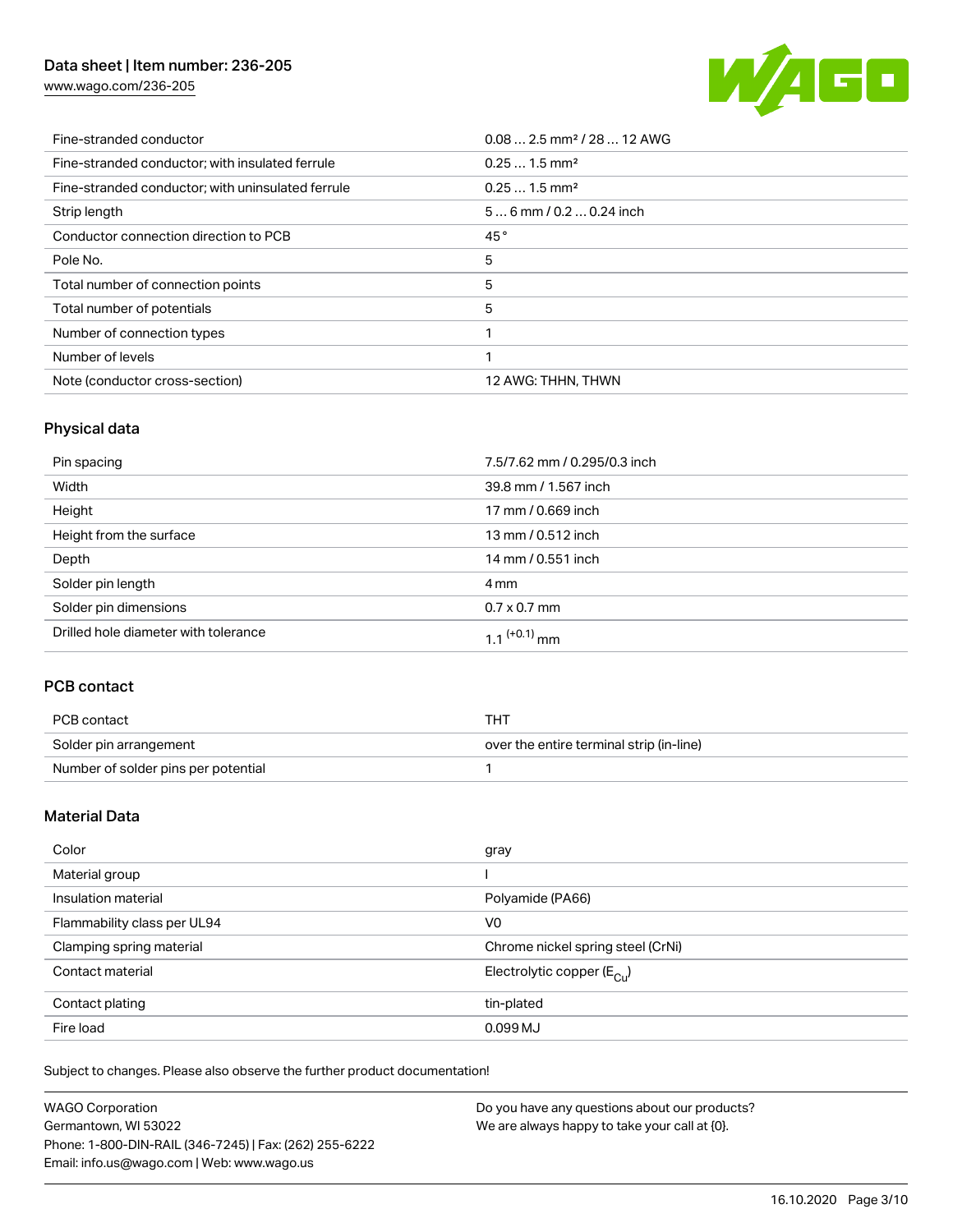| | |
|---|---|
| Fine-stranded conductor | 0.08 … 2.5 mm² / 28 … 12 AWG |
| Fine-stranded conductor; with insulated ferrule | 0.25 … 1.5 mm² |
| Fine-stranded conductor; with uninsulated ferrule | 0.25 … 1.5 mm² |
| Strip length | 5 … 6 mm / 0.2 … 0.24 inch |
| Conductor connection direction to PCB | 45 ° |
| Pole No. | 5 |
| Total number of connection points | 5 |
| Total number of potentials | 5 |
| Number of connection types | 1 |
| Number of levels | 1 |
| Note (conductor cross-section) | 12 AWG: THHN, THWN |

## Physical data

| | |
|---|---|
| Pin spacing | 7.5/7.62 mm / 0.295/0.3 inch |
| Width | 39.8 mm / 1.567 inch |
| Height | 17 mm / 0.669 inch |
| Height from the surface | 13 mm / 0.512 inch |
| Depth | 14 mm / 0.551 inch |
| Solder pin length | 4 mm |
| Solder pin dimensions | 0.7 x 0.7 mm |
| Drilled hole diameter with tolerance | $1.1^{(+0.1)}$ mm |

## PCB contact

| | |
|---|---|
| PCB contact | THT |
| Solder pin arrangement | over the entire terminal strip (in-line) |
| Number of solder pins per potential | 1 |

## Material Data

| | |
|---|---|
| Color | gray |
| Material group | I |
| Insulation material | Polyamide (PA66) |
| Flammability class per UL94 | V0 |
| Clamping spring material | Chrome nickel spring steel (CrNi) |
| Contact material | Electrolytic copper ($E_{Cu}$) |
| Contact plating | tin-plated |
| Fire load | 0.099 MJ |

Subject to changes. Please also observe the further product documentation!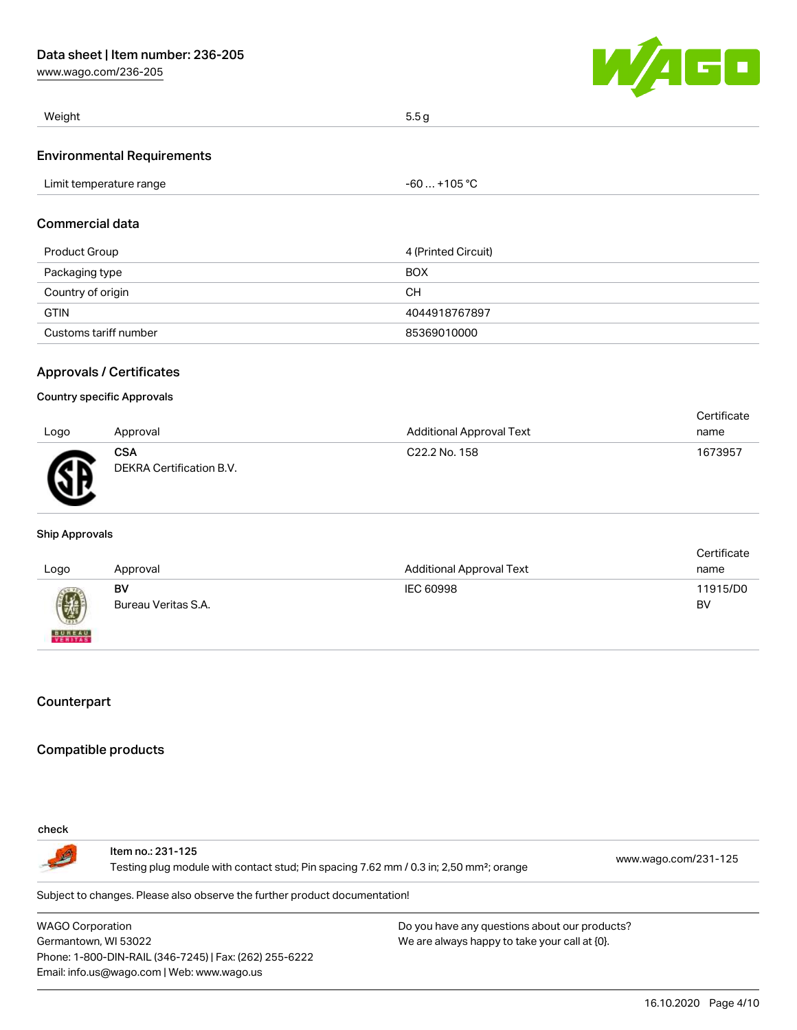| Weight | 5.5 g |
| --- | --- |

## Environmental Requirements

| Limit temperature range | -60 … +105 °C |
| --- | --- |

## Commercial data

| Product Group | 4 (Printed Circuit) |
| --- | --- |
| Packaging type | BOX |
| Country of origin | CH |
| GTIN | 4044918767897 |
| Customs tariff number | 85369010000 |

## Approvals / Certificates

### Country specific Approvals

| Logo | Approval | Additional Approval Text | Certificate name |
| --- | --- | --- | --- |
| | **CSA** DEKRA Certification B.V. | C22.2 No. 158 | 1673957 |

### Ship Approvals

| Logo | Approval | Additional Approval Text | Certificate name |
| --- | --- | --- | --- |
| | **BV** Bureau Veritas S.A. | IEC 60998 | 11915/D0 BV |

## Counterpart

## Compatible products

### check

| | | |
| --- | --- | --- |
| | Item no.: 231-125 Testing plug module with contact stud; Pin spacing 7.62 mm / 0.3 in; 2,50 mm²; orange | www.wago.com/231-125 |

Subject to changes. Please also observe the further product documentation!

WAGO Corporation
Germantown, WI 53022
Phone: 1-800-DIN-RAIL (346-7245) | Fax: (262) 255-6222
Email: info.us@wago.com | Web: www.wago.us

Do you have any questions about our products?
We are always happy to take your call at {0}.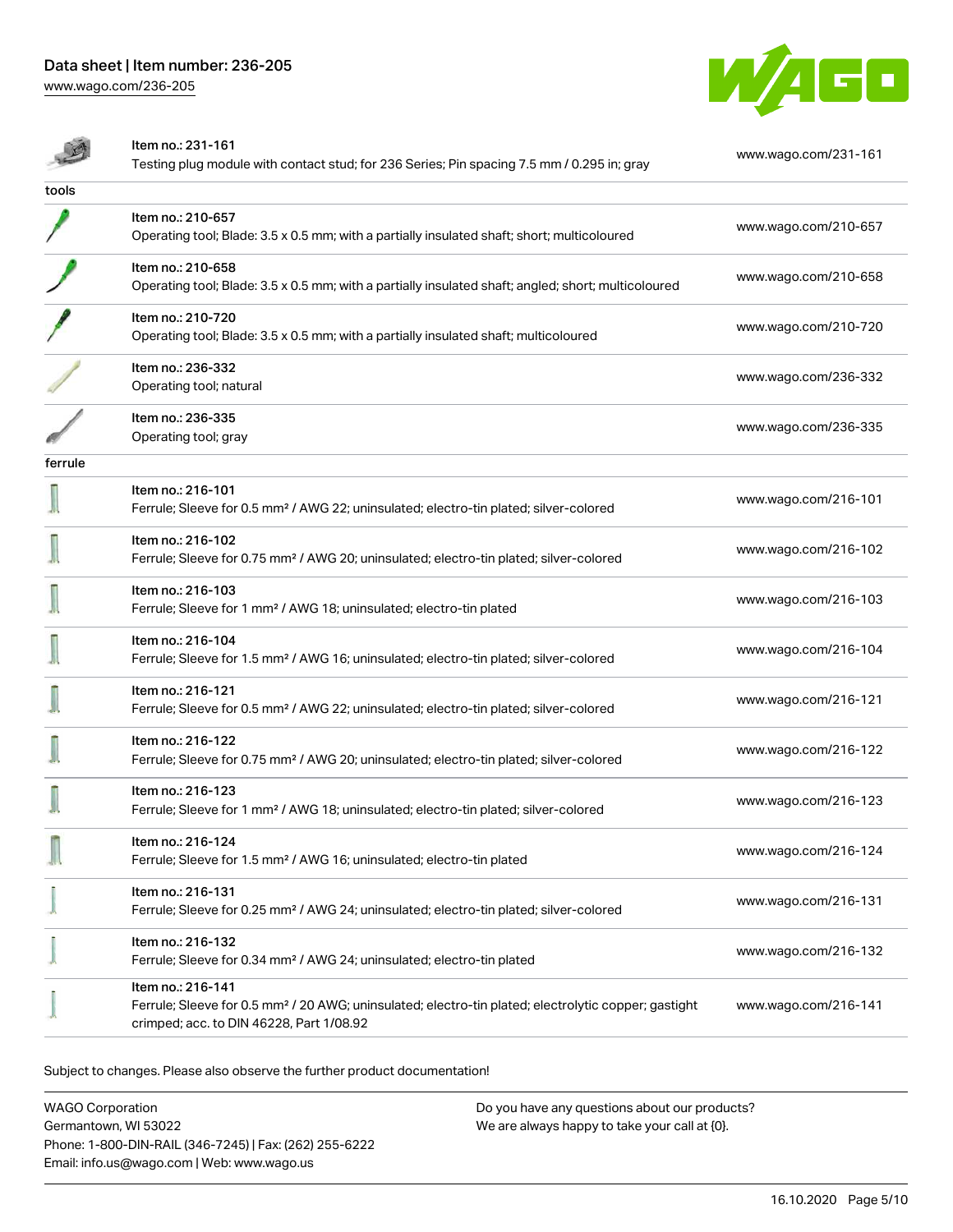| | | |
|---|---|---|
| | Item no.: 231-161<br>Testing plug module with contact stud; for 236 Series; Pin spacing 7.5 mm / 0.295 in; gray | www.wago.com/231-161 |
| **tools** | | |
| | Item no.: 210-657<br>Operating tool; Blade: 3.5 x 0.5 mm; with a partially insulated shaft; short; multicoloured | www.wago.com/210-657 |
| | Item no.: 210-658<br>Operating tool; Blade: 3.5 x 0.5 mm; with a partially insulated shaft; angled; short; multicoloured | www.wago.com/210-658 |
| | Item no.: 210-720<br>Operating tool; Blade: 3.5 x 0.5 mm; with a partially insulated shaft; multicoloured | www.wago.com/210-720 |
| | Item no.: 236-332<br>Operating tool; natural | www.wago.com/236-332 |
| | Item no.: 236-335<br>Operating tool; gray | www.wago.com/236-335 |
| **ferrule** | | |
| | Item no.: 216-101<br>Ferrule; Sleeve for 0.5 mm² / AWG 22; uninsulated; electro-tin plated; silver-colored | www.wago.com/216-101 |
| | Item no.: 216-102<br>Ferrule; Sleeve for 0.75 mm² / AWG 20; uninsulated; electro-tin plated; silver-colored | www.wago.com/216-102 |
| | Item no.: 216-103<br>Ferrule; Sleeve for 1 mm² / AWG 18; uninsulated; electro-tin plated | www.wago.com/216-103 |
| | Item no.: 216-104<br>Ferrule; Sleeve for 1.5 mm² / AWG 16; uninsulated; electro-tin plated; silver-colored | www.wago.com/216-104 |
| | Item no.: 216-121<br>Ferrule; Sleeve for 0.5 mm² / AWG 22; uninsulated; electro-tin plated; silver-colored | www.wago.com/216-121 |
| | Item no.: 216-122<br>Ferrule; Sleeve for 0.75 mm² / AWG 20; uninsulated; electro-tin plated; silver-colored | www.wago.com/216-122 |
| | Item no.: 216-123<br>Ferrule; Sleeve for 1 mm² / AWG 18; uninsulated; electro-tin plated; silver-colored | www.wago.com/216-123 |
| | Item no.: 216-124<br>Ferrule; Sleeve for 1.5 mm² / AWG 16; uninsulated; electro-tin plated | www.wago.com/216-124 |
| | Item no.: 216-131<br>Ferrule; Sleeve for 0.25 mm² / AWG 24; uninsulated; electro-tin plated; silver-colored | www.wago.com/216-131 |
| | Item no.: 216-132<br>Ferrule; Sleeve for 0.34 mm² / AWG 24; uninsulated; electro-tin plated | www.wago.com/216-132 |
| | Item no.: 216-141<br>Ferrule; Sleeve for 0.5 mm² / 20 AWG; uninsulated; electro-tin plated; electrolytic copper; gastight crimped; acc. to DIN 46228, Part 1/08.92 | www.wago.com/216-141 |

Subject to changes. Please also observe the further product documentation!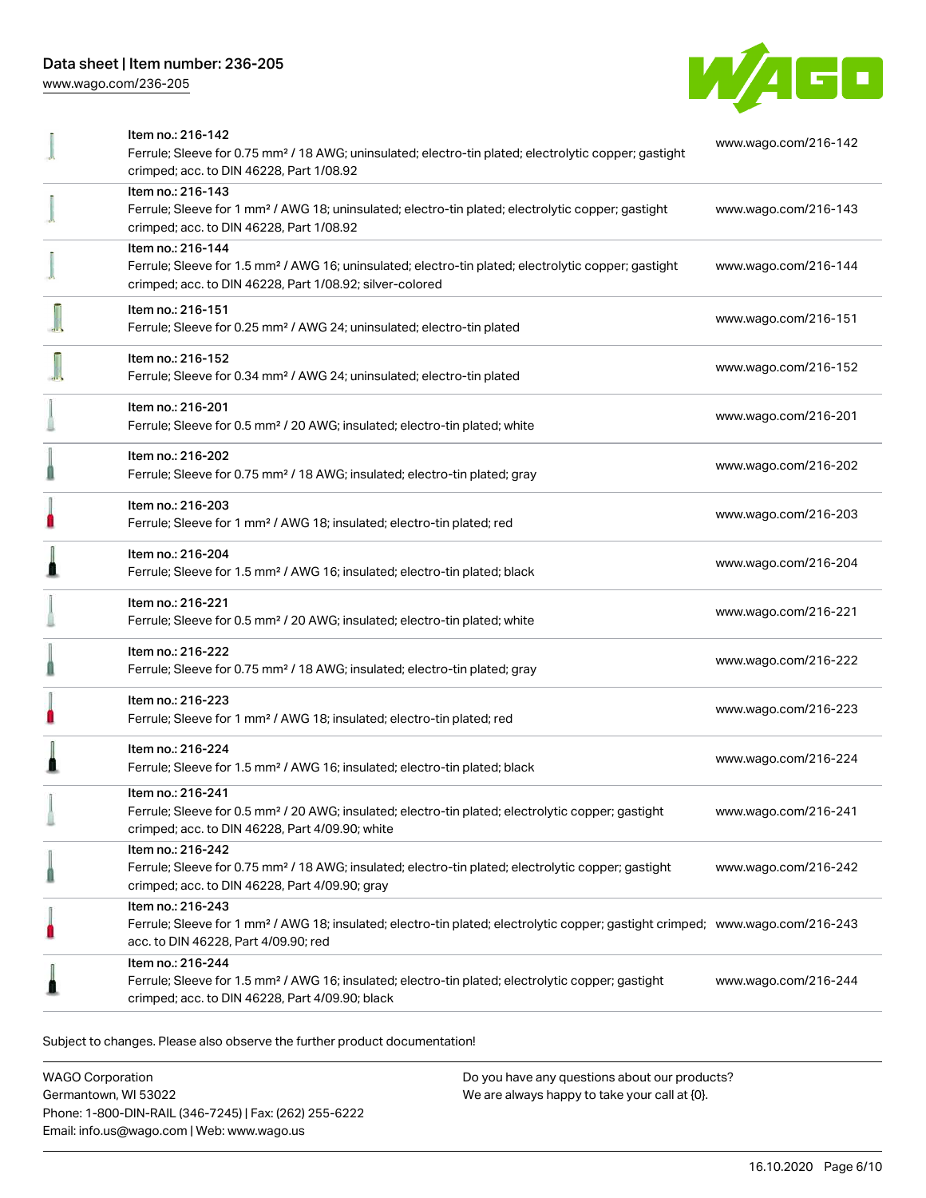| | | |
|---|---|---|
| | Item no.: 216-142<br>Ferrule; Sleeve for 0.75 mm² / 18 AWG; uninsulated; electro-tin plated; electrolytic copper; gastight crimped; acc. to DIN 46228, Part 1/08.92 | www.wago.com/216-142 |
| | Item no.: 216-143<br>Ferrule; Sleeve for 1 mm² / AWG 18; uninsulated; electro-tin plated; electrolytic copper; gastight crimped; acc. to DIN 46228, Part 1/08.92 | www.wago.com/216-143 |
| | Item no.: 216-144<br>Ferrule; Sleeve for 1.5 mm² / AWG 16; uninsulated; electro-tin plated; electrolytic copper; gastight crimped; acc. to DIN 46228, Part 1/08.92; silver-colored | www.wago.com/216-144 |
| | Item no.: 216-151<br>Ferrule; Sleeve for 0.25 mm² / AWG 24; uninsulated; electro-tin plated | www.wago.com/216-151 |
| | Item no.: 216-152<br>Ferrule; Sleeve for 0.34 mm² / AWG 24; uninsulated; electro-tin plated | www.wago.com/216-152 |
| | Item no.: 216-201<br>Ferrule; Sleeve for 0.5 mm² / 20 AWG; insulated; electro-tin plated; white | www.wago.com/216-201 |
| | Item no.: 216-202<br>Ferrule; Sleeve for 0.75 mm² / 18 AWG; insulated; electro-tin plated; gray | www.wago.com/216-202 |
| | Item no.: 216-203<br>Ferrule; Sleeve for 1 mm² / AWG 18; insulated; electro-tin plated; red | www.wago.com/216-203 |
| | Item no.: 216-204<br>Ferrule; Sleeve for 1.5 mm² / AWG 16; insulated; electro-tin plated; black | www.wago.com/216-204 |
| | Item no.: 216-221<br>Ferrule; Sleeve for 0.5 mm² / 20 AWG; insulated; electro-tin plated; white | www.wago.com/216-221 |
| | Item no.: 216-222<br>Ferrule; Sleeve for 0.75 mm² / 18 AWG; insulated; electro-tin plated; gray | www.wago.com/216-222 |
| | Item no.: 216-223<br>Ferrule; Sleeve for 1 mm² / AWG 18; insulated; electro-tin plated; red | www.wago.com/216-223 |
| | Item no.: 216-224<br>Ferrule; Sleeve for 1.5 mm² / AWG 16; insulated; electro-tin plated; black | www.wago.com/216-224 |
| | Item no.: 216-241<br>Ferrule; Sleeve for 0.5 mm² / 20 AWG; insulated; electro-tin plated; electrolytic copper; gastight crimped; acc. to DIN 46228, Part 4/09.90; white | www.wago.com/216-241 |
| | Item no.: 216-242<br>Ferrule; Sleeve for 0.75 mm² / 18 AWG; insulated; electro-tin plated; electrolytic copper; gastight crimped; acc. to DIN 46228, Part 4/09.90; gray | www.wago.com/216-242 |
| | Item no.: 216-243<br>Ferrule; Sleeve for 1 mm² / AWG 18; insulated; electro-tin plated; electrolytic copper; gastight crimped; acc. to DIN 46228, Part 4/09.90; red | www.wago.com/216-243 |
| | Item no.: 216-244<br>Ferrule; Sleeve for 1.5 mm² / AWG 16; insulated; electro-tin plated; electrolytic copper; gastight crimped; acc. to DIN 46228, Part 4/09.90; black | www.wago.com/216-244 |

Subject to changes. Please also observe the further product documentation!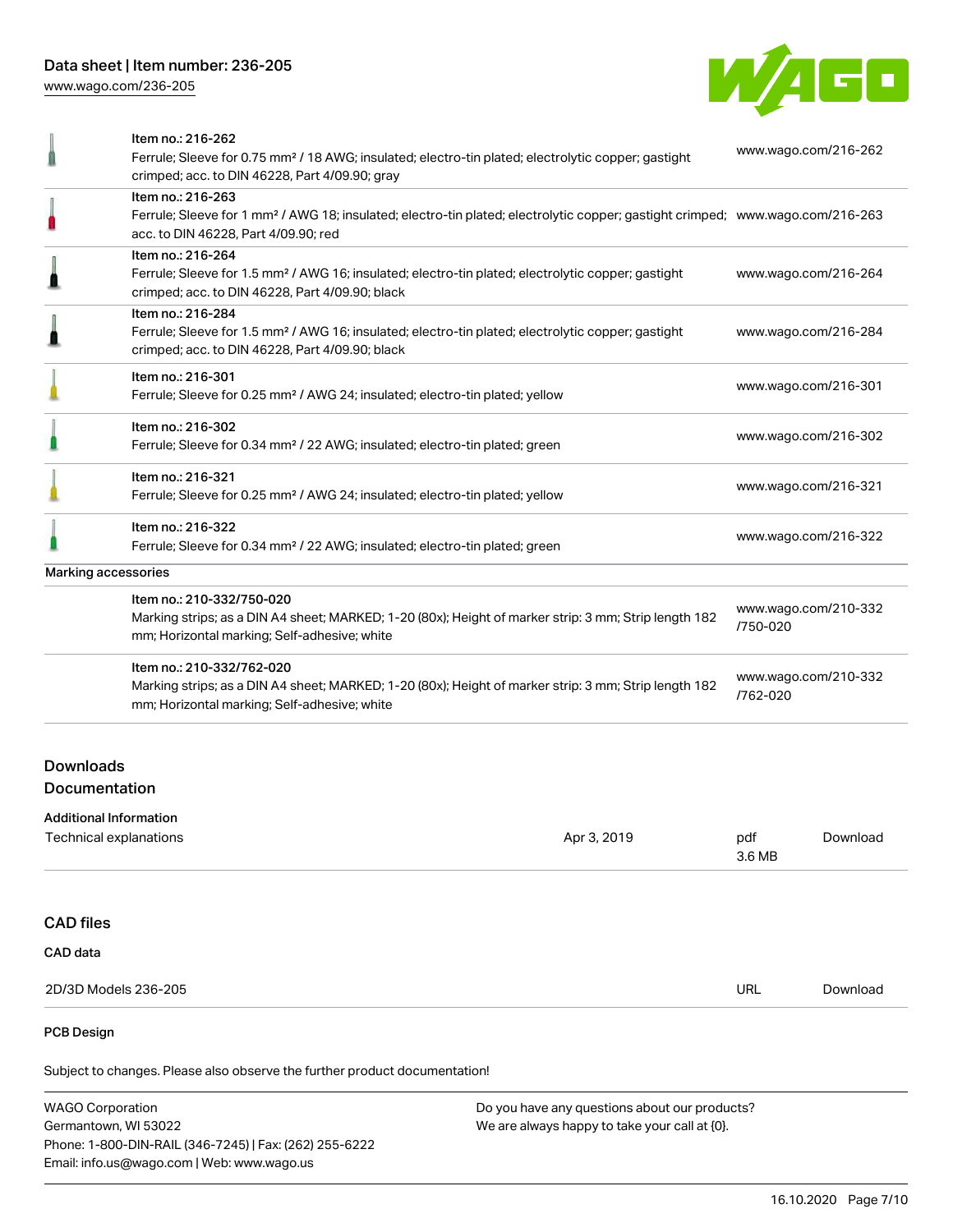| | | |
|---|---|---|
| | Item no.: 216-262<br>Ferrule; Sleeve for 0.75 mm² / 18 AWG; insulated; electro-tin plated; electrolytic copper; gastight crimped; acc. to DIN 46228, Part 4/09.90; gray | www.wago.com/216-262 |
| | Item no.: 216-263<br>Ferrule; Sleeve for 1 mm² / AWG 18; insulated; electro-tin plated; electrolytic copper; gastight crimped; acc. to DIN 46228, Part 4/09.90; red | www.wago.com/216-263 |
| | Item no.: 216-264<br>Ferrule; Sleeve for 1.5 mm² / AWG 16; insulated; electro-tin plated; electrolytic copper; gastight crimped; acc. to DIN 46228, Part 4/09.90; black | www.wago.com/216-264 |
| | Item no.: 216-284<br>Ferrule; Sleeve for 1.5 mm² / AWG 16; insulated; electro-tin plated; electrolytic copper; gastight crimped; acc. to DIN 46228, Part 4/09.90; black | www.wago.com/216-284 |
| | Item no.: 216-301<br>Ferrule; Sleeve for 0.25 mm² / AWG 24; insulated; electro-tin plated; yellow | www.wago.com/216-301 |
| | Item no.: 216-302<br>Ferrule; Sleeve for 0.34 mm² / 22 AWG; insulated; electro-tin plated; green | www.wago.com/216-302 |
| | Item no.: 216-321<br>Ferrule; Sleeve for 0.25 mm² / AWG 24; insulated; electro-tin plated; yellow | www.wago.com/216-321 |
| | Item no.: 216-322<br>Ferrule; Sleeve for 0.34 mm² / 22 AWG; insulated; electro-tin plated; green | www.wago.com/216-322 |

Marking accessories

| | | |
|---|---|---|
| | Item no.: 210-332/750-020<br>Marking strips; as a DIN A4 sheet; MARKED; 1-20 (80x); Height of marker strip: 3 mm; Strip length 182 mm; Horizontal marking; Self-adhesive; white | www.wago.com/210-332/750-020 |
| | Item no.: 210-332/762-020<br>Marking strips; as a DIN A4 sheet; MARKED; 1-20 (80x); Height of marker strip: 3 mm; Strip length 182 mm; Horizontal marking; Self-adhesive; white | www.wago.com/210-332/762-020 |

## Downloads

### Documentation

**Additional Information**

| | | | |
|---|---|---|---|
| Technical explanations | Apr 3, 2019 | pdf<br>3.6 MB | Download |

### CAD files

**CAD data**

| | | |
|---|---|---|
| 2D/3D Models 236-205 | URL | Download |

**PCB Design**

Subject to changes. Please also observe the further product documentation!

WAGO Corporation
Germantown, WI 53022
Phone: 1-800-DIN-RAIL (346-7245) | Fax: (262) 255-6222
Email: info.us@wago.com | Web: www.wago.us

Do you have any questions about our products?
We are always happy to take your call at {0}.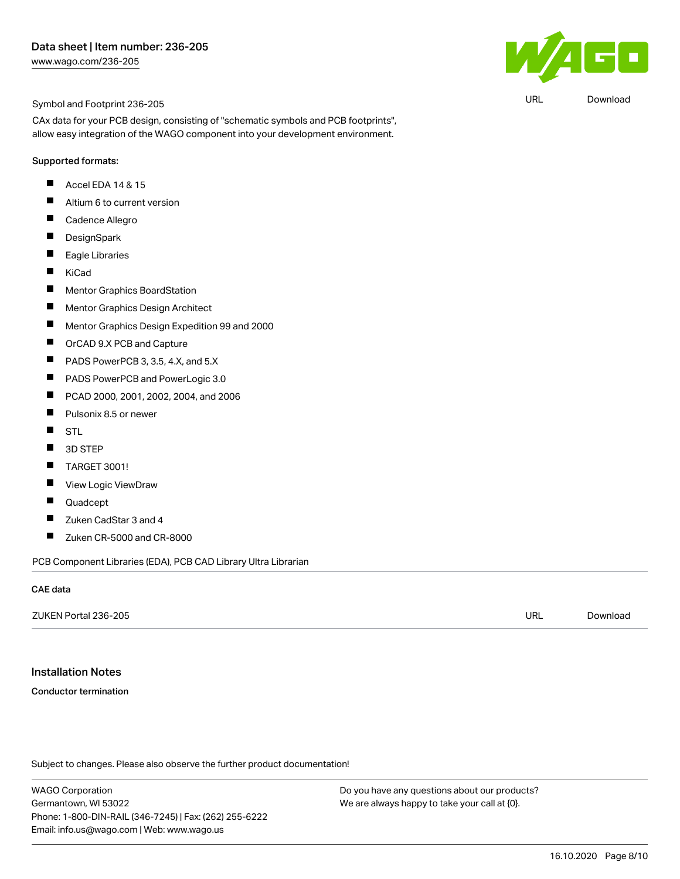Symbol and Footprint 236-205

URL Download

CAx data for your PCB design, consisting of "schematic symbols and PCB footprints", allow easy integration of the WAGO component into your development environment.

Supported formats:

- Accel EDA 14 & 15
- Altium 6 to current version
- Cadence Allegro
- DesignSpark
- Eagle Libraries
- KiCad
- Mentor Graphics BoardStation
- Mentor Graphics Design Architect
- Mentor Graphics Design Expedition 99 and 2000
- OrCAD 9.X PCB and Capture
- PADS PowerPCB 3, 3.5, 4.X, and 5.X
- PADS PowerPCB and PowerLogic 3.0
- PCAD 2000, 2001, 2002, 2004, and 2006
- Pulsonix 8.5 or newer
- STL
- 3D STEP
- TARGET 3001!
- View Logic ViewDraw
- Quadcept
- Zuken CadStar 3 and 4
- Zuken CR-5000 and CR-8000

PCB Component Libraries (EDA), PCB CAD Library Ultra Librarian

CAE data

ZUKEN Portal 236-205 URL Download

## Installation Notes

**Conductor termination**

Subject to changes. Please also observe the further product documentation!

WAGO Corporation
Germantown, WI 53022
Phone: 1-800-DIN-RAIL (346-7245) | Fax: (262) 255-6222
Email: info.us@wago.com | Web: www.wago.us

Do you have any questions about our products?
We are always happy to take your call at {0}.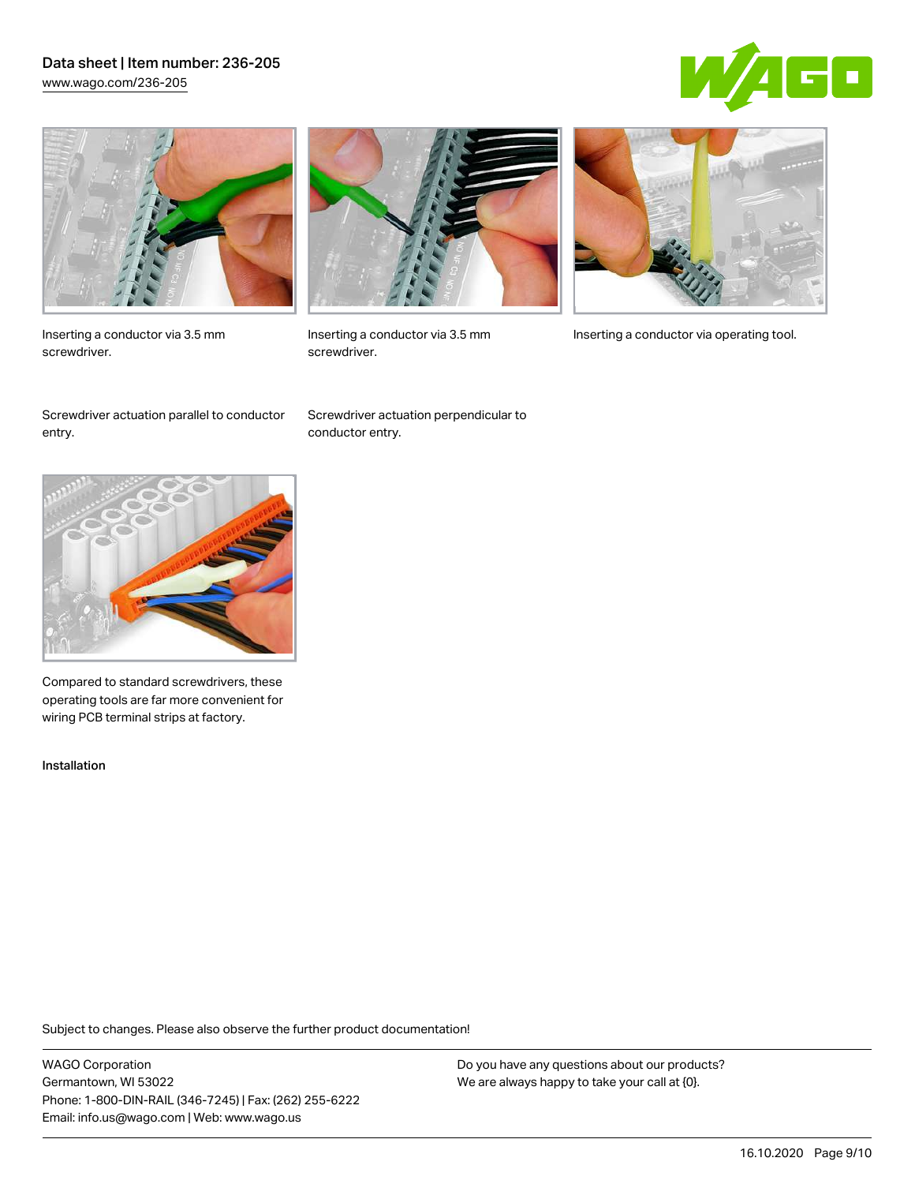Inserting a conductor via 3.5 mm screwdriver.

Inserting a conductor via 3.5 mm screwdriver.

Inserting a conductor via operating tool.

Screwdriver actuation parallel to conductor entry.

Screwdriver actuation perpendicular to conductor entry.

Compared to standard screwdrivers, these operating tools are far more convenient for wiring PCB terminal strips at factory.

Installation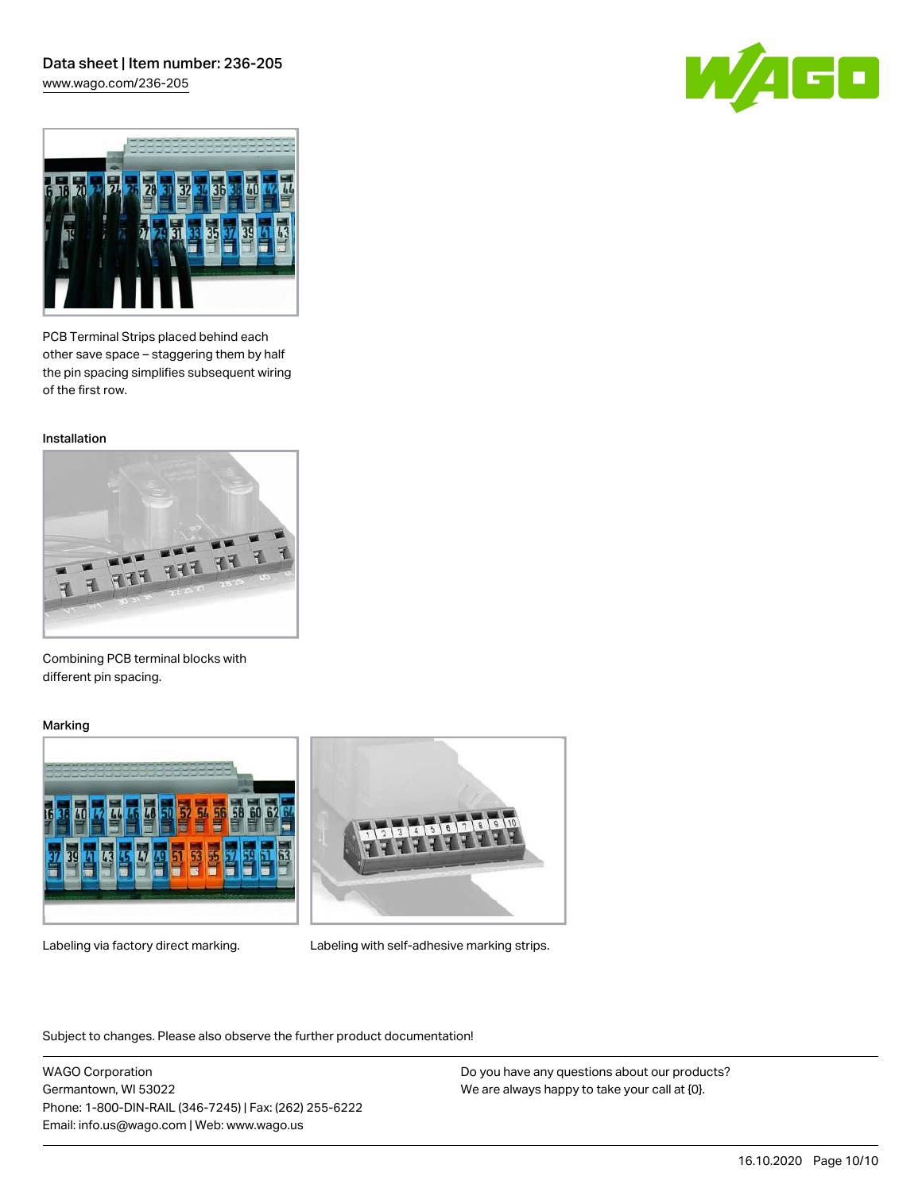PCB Terminal Strips placed behind each other save space – staggering them by half the pin spacing simplifies subsequent wiring of the first row.

### Installation

Combining PCB terminal blocks with different pin spacing.

### Marking

Labeling via factory direct marking.

Labeling with self-adhesive marking strips.

Subject to changes. Please also observe the further product documentation!

WAGO Corporation
Germantown, WI 53022
Phone: 1-800-DIN-RAIL (346-7245) | Fax: (262) 255-6222
Email: info.us@wago.com | Web: www.wago.us

Do you have any questions about our products?
We are always happy to take your call at {0}.